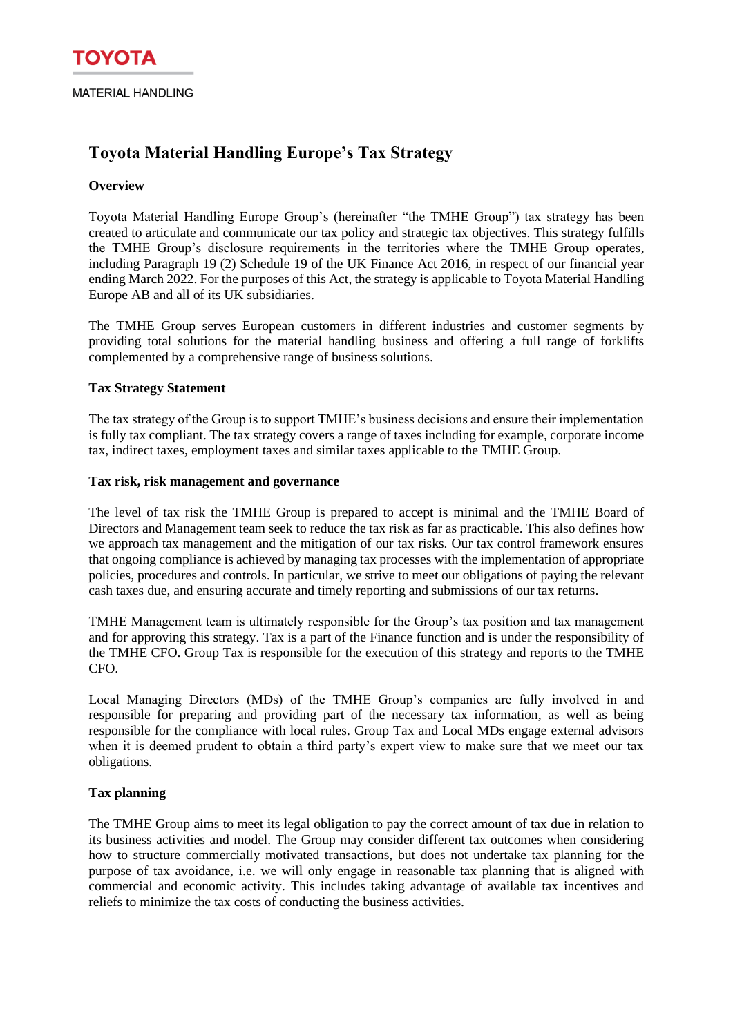TOYOTA

MATERIAL HANDLING

# Toyota Material Handling Europe's Tax Strategy

## Overview

Toyota Material Handling Europe Group's (hereinafter "the TMHE Group") tax strategy has been created to articulate and communicate our tax policy and strategic tax objectives. This strategy fulfills the TMHE Group's disclosure requirements in the territories where the TMHE Group operates, including Paragraph 19 (2) Schedule 19 of the UK Finance Act 2016, in respect of our financial year ending March 2022. For the purposes of this Act, the strategy is applicable to Toyota Material Handling Europe AB and all of its UK subsidiaries.

The TMHE Group serves European customers in different industries and customer segments by providing total solutions for the material handling business and offering a full range of forklifts complemented by a comprehensive range of business solutions.

## Tax Strategy Statement

The tax strategy of the Group is to support TMHE's business decisions and ensure their implementation is fully tax compliant. The tax strategy covers a range of taxes including for example, corporate income tax, indirect taxes, employment taxes and similar taxes applicable to the TMHE Group.

## Tax risk, risk management and governance

The level of tax risk the TMHE Group is prepared to accept is minimal and the TMHE Board of Directors and Management team seek to reduce the tax risk as far as practicable. This also defines how we approach tax management and the mitigation of our tax risks. Our tax control framework ensures that ongoing compliance is achieved by managing tax processes with the implementation of appropriate policies, procedures and controls. In particular, we strive to meet our obligations of paying the relevant cash taxes due, and ensuring accurate and timely reporting and submissions of our tax returns.

TMHE Management team is ultimately responsible for the Group's tax position and tax management and for approving this strategy. Tax is a part of the Finance function and is under the responsibility of the TMHE CFO. Group Tax is responsible for the execution of this strategy and reports to the TMHE CFO.

Local Managing Directors (MDs) of the TMHE Group's companies are fully involved in and responsible for preparing and providing part of the necessary tax information, as well as being responsible for the compliance with local rules. Group Tax and Local MDs engage external advisors when it is deemed prudent to obtain a third party's expert view to make sure that we meet our tax obligations.

## Tax planning

The TMHE Group aims to meet its legal obligation to pay the correct amount of tax due in relation to its business activities and model. The Group may consider different tax outcomes when considering how to structure commercially motivated transactions, but does not undertake tax planning for the purpose of tax avoidance, i.e. we will only engage in reasonable tax planning that is aligned with commercial and economic activity. This includes taking advantage of available tax incentives and reliefs to minimize the tax costs of conducting the business activities.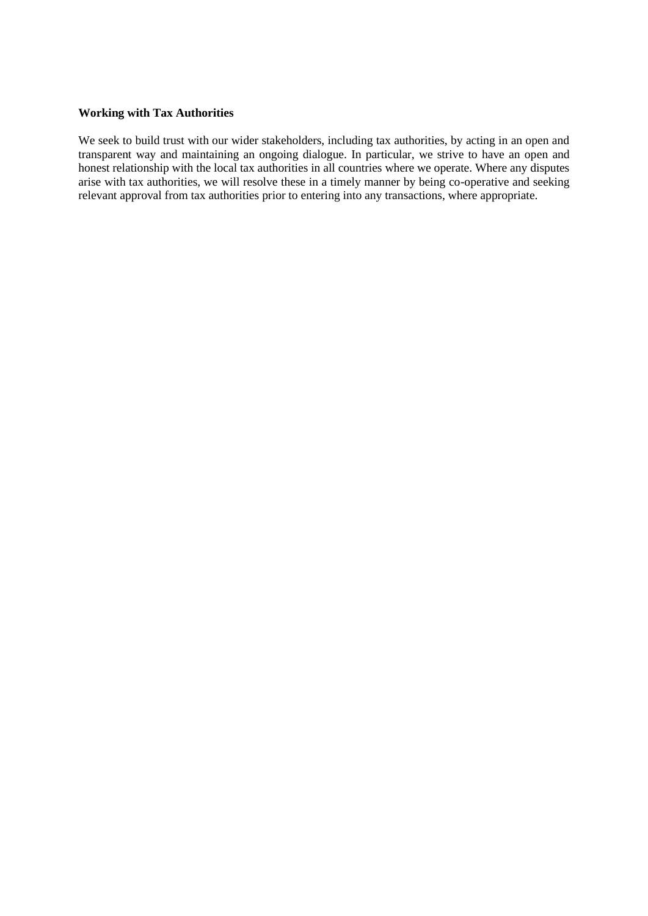**Working with Tax Authorities**

We seek to build trust with our wider stakeholders, including tax authorities, by acting in an open and transparent way and maintaining an ongoing dialogue. In particular, we strive to have an open and honest relationship with the local tax authorities in all countries where we operate. Where any disputes arise with tax authorities, we will resolve these in a timely manner by being co-operative and seeking relevant approval from tax authorities prior to entering into any transactions, where appropriate.